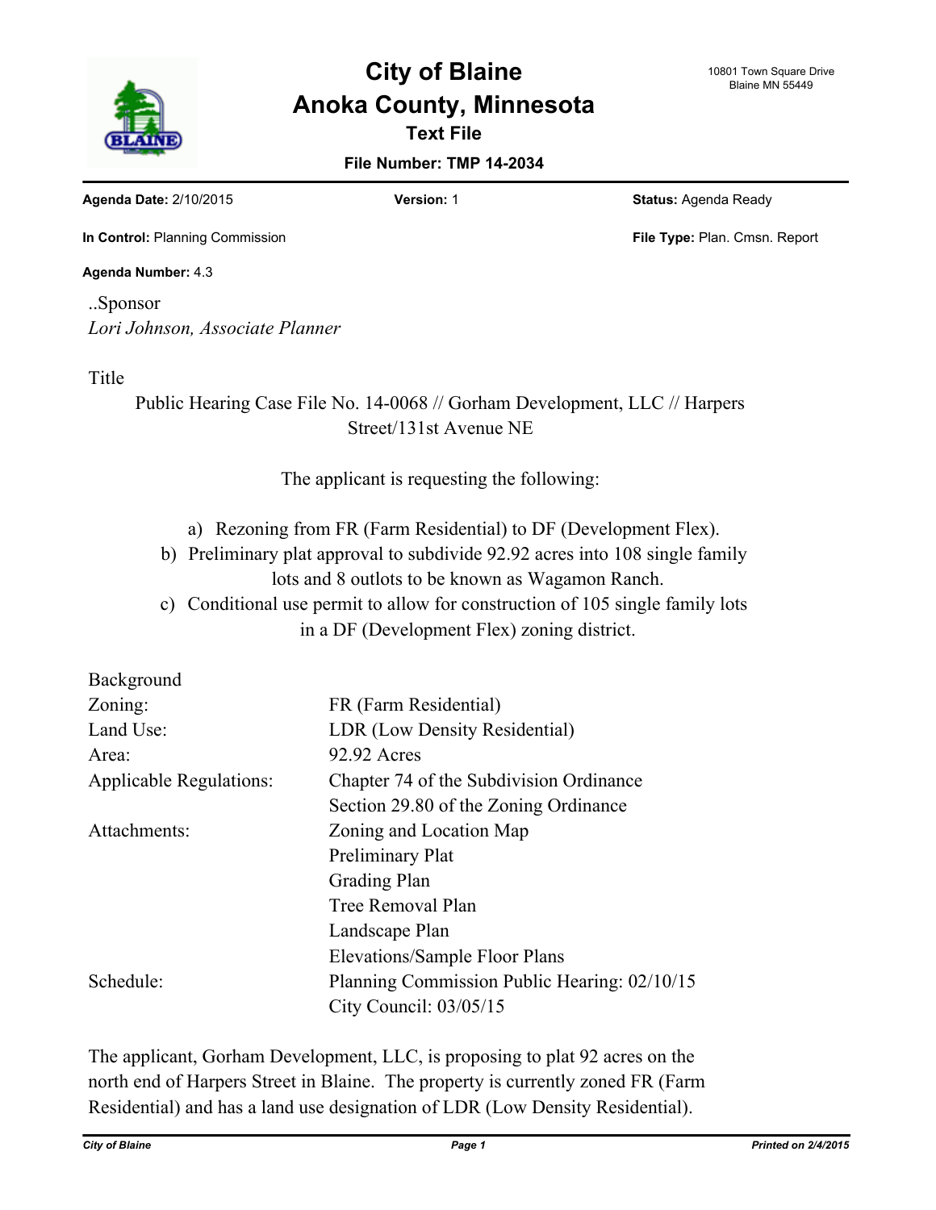# City of Blaine
# Anoka County, Minnesota

10801 Town Square Drive
Blaine MN 55449

**Text File**

**File Number: TMP 14-2034**

**Agenda Date:** 2/10/2015 **Version:** 1 **Status:** Agenda Ready

**In Control:** Planning Commission **File Type:** Plan. Cmsn. Report

**Agenda Number:** 4.3

..Sponsor
*Lori Johnson, Associate Planner*

Title

Public Hearing Case File No. 14-0068 // Gorham Development, LLC // Harpers Street/131st Avenue NE

The applicant is requesting the following:

a) Rezoning from FR (Farm Residential) to DF (Development Flex).
b) Preliminary plat approval to subdivide 92.92 acres into 108 single family lots and 8 outlots to be known as Wagamon Ranch.
c) Conditional use permit to allow for construction of 105 single family lots in a DF (Development Flex) zoning district.

| | |
|---|---|
| Background | |
| Zoning: | FR (Farm Residential) |
| Land Use: | LDR (Low Density Residential) |
| Area: | 92.92 Acres |
| Applicable Regulations: | Chapter 74 of the Subdivision Ordinance |
| | Section 29.80 of the Zoning Ordinance |
| Attachments: | Zoning and Location Map |
| | Preliminary Plat |
| | Grading Plan |
| | Tree Removal Plan |
| | Landscape Plan |
| | Elevations/Sample Floor Plans |
| Schedule: | Planning Commission Public Hearing: 02/10/15 |
| | City Council: 03/05/15 |

The applicant, Gorham Development, LLC, is proposing to plat 92 acres on the north end of Harpers Street in Blaine. The property is currently zoned FR (Farm Residential) and has a land use designation of LDR (Low Density Residential).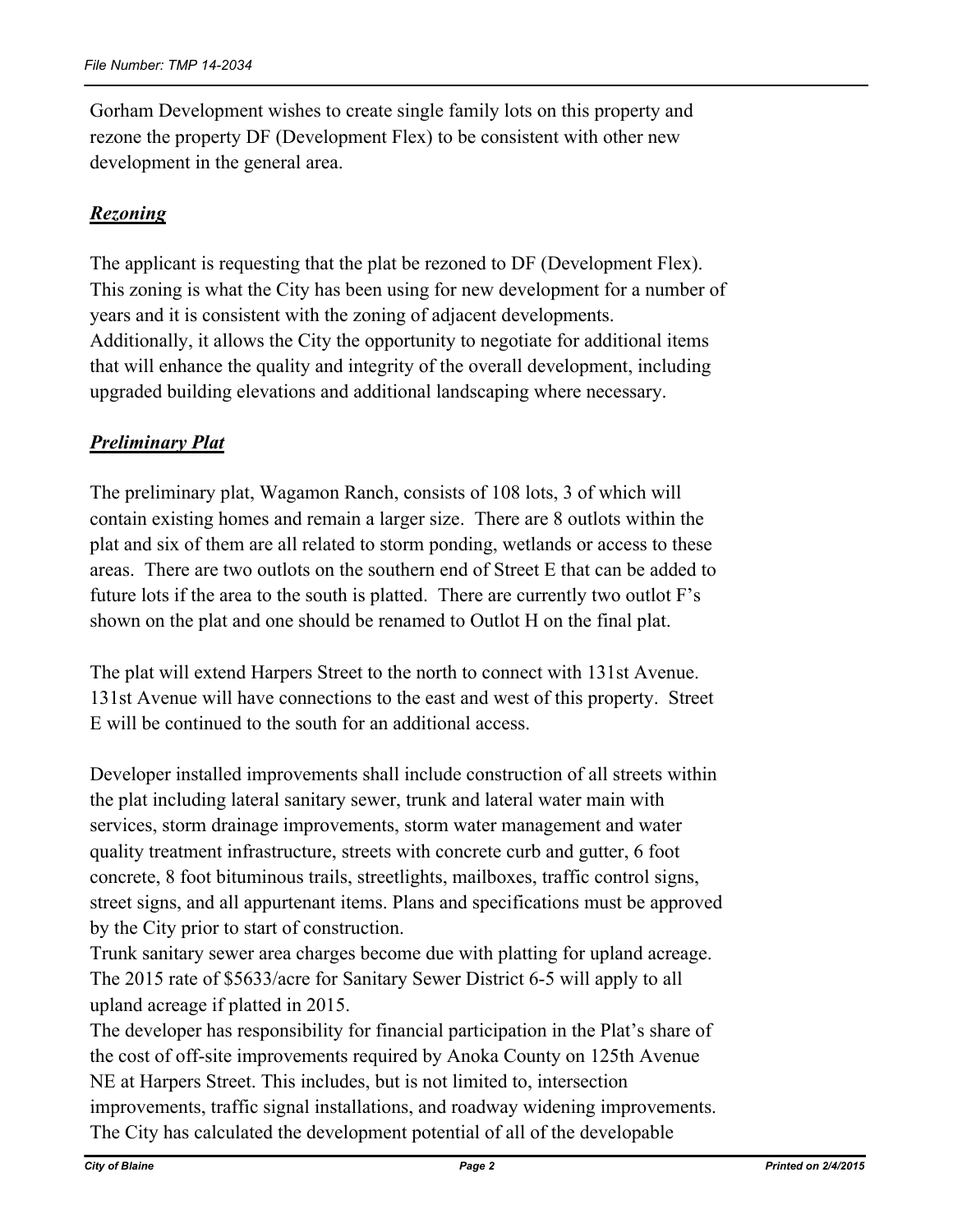Gorham Development wishes to create single family lots on this property and rezone the property DF (Development Flex) to be consistent with other new development in the general area.

***Rezoning***

The applicant is requesting that the plat be rezoned to DF (Development Flex). This zoning is what the City has been using for new development for a number of years and it is consistent with the zoning of adjacent developments. Additionally, it allows the City the opportunity to negotiate for additional items that will enhance the quality and integrity of the overall development, including upgraded building elevations and additional landscaping where necessary.

***Preliminary Plat***

The preliminary plat, Wagamon Ranch, consists of 108 lots, 3 of which will contain existing homes and remain a larger size. There are 8 outlots within the plat and six of them are all related to storm ponding, wetlands or access to these areas. There are two outlots on the southern end of Street E that can be added to future lots if the area to the south is platted. There are currently two outlot F's shown on the plat and one should be renamed to Outlot H on the final plat.

The plat will extend Harpers Street to the north to connect with 131st Avenue. 131st Avenue will have connections to the east and west of this property. Street E will be continued to the south for an additional access.

Developer installed improvements shall include construction of all streets within the plat including lateral sanitary sewer, trunk and lateral water main with services, storm drainage improvements, storm water management and water quality treatment infrastructure, streets with concrete curb and gutter, 6 foot concrete, 8 foot bituminous trails, streetlights, mailboxes, traffic control signs, street signs, and all appurtenant items. Plans and specifications must be approved by the City prior to start of construction.
Trunk sanitary sewer area charges become due with platting for upland acreage. The 2015 rate of $5633/acre for Sanitary Sewer District 6-5 will apply to all upland acreage if platted in 2015.
The developer has responsibility for financial participation in the Plat's share of the cost of off-site improvements required by Anoka County on 125th Avenue NE at Harpers Street. This includes, but is not limited to, intersection improvements, traffic signal installations, and roadway widening improvements. The City has calculated the development potential of all of the developable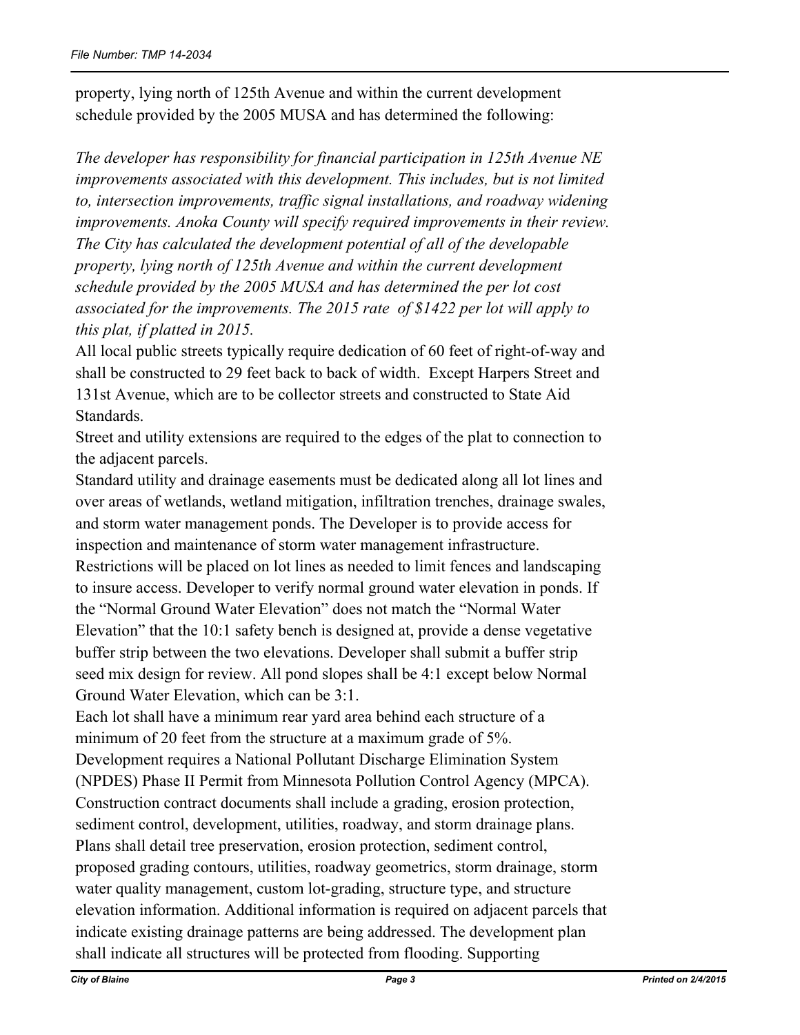property, lying north of 125th Avenue and within the current development schedule provided by the 2005 MUSA and has determined the following:

*The developer has responsibility for financial participation in 125th Avenue NE improvements associated with this development. This includes, but is not limited to, intersection improvements, traffic signal installations, and roadway widening improvements. Anoka County will specify required improvements in their review. The City has calculated the development potential of all of the developable property, lying north of 125th Avenue and within the current development schedule provided by the 2005 MUSA and has determined the per lot cost associated for the improvements. The 2015 rate of $1422 per lot will apply to this plat, if platted in 2015.*

All local public streets typically require dedication of 60 feet of right-of-way and shall be constructed to 29 feet back to back of width. Except Harpers Street and 131st Avenue, which are to be collector streets and constructed to State Aid Standards.

Street and utility extensions are required to the edges of the plat to connection to the adjacent parcels.

Standard utility and drainage easements must be dedicated along all lot lines and over areas of wetlands, wetland mitigation, infiltration trenches, drainage swales, and storm water management ponds. The Developer is to provide access for inspection and maintenance of storm water management infrastructure. Restrictions will be placed on lot lines as needed to limit fences and landscaping to insure access. Developer to verify normal ground water elevation in ponds. If the "Normal Ground Water Elevation" does not match the "Normal Water Elevation" that the 10:1 safety bench is designed at, provide a dense vegetative buffer strip between the two elevations. Developer shall submit a buffer strip seed mix design for review. All pond slopes shall be 4:1 except below Normal Ground Water Elevation, which can be 3:1.

Each lot shall have a minimum rear yard area behind each structure of a minimum of 20 feet from the structure at a maximum grade of 5%.

Development requires a National Pollutant Discharge Elimination System (NPDES) Phase II Permit from Minnesota Pollution Control Agency (MPCA).

Construction contract documents shall include a grading, erosion protection, sediment control, development, utilities, roadway, and storm drainage plans. Plans shall detail tree preservation, erosion protection, sediment control, proposed grading contours, utilities, roadway geometrics, storm drainage, storm water quality management, custom lot-grading, structure type, and structure elevation information. Additional information is required on adjacent parcels that indicate existing drainage patterns are being addressed. The development plan shall indicate all structures will be protected from flooding. Supporting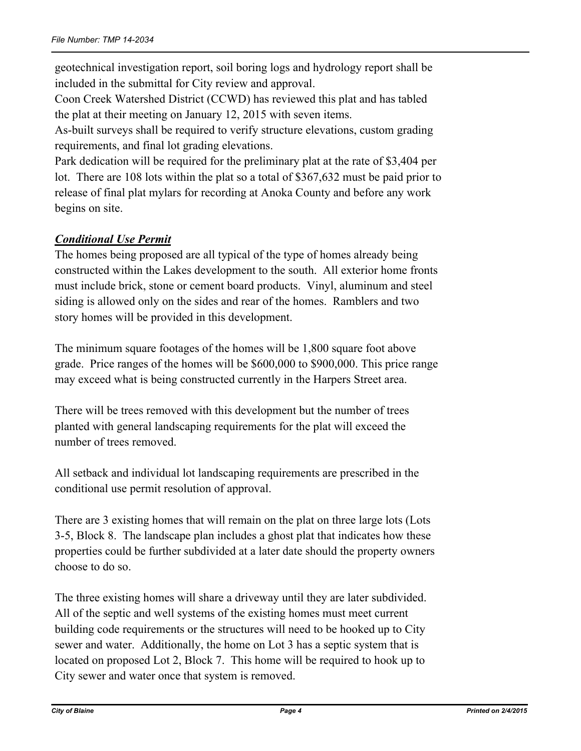geotechnical investigation report, soil boring logs and hydrology report shall be included in the submittal for City review and approval.

Coon Creek Watershed District (CCWD) has reviewed this plat and has tabled the plat at their meeting on January 12, 2015 with seven items.

As-built surveys shall be required to verify structure elevations, custom grading requirements, and final lot grading elevations.

Park dedication will be required for the preliminary plat at the rate of $3,404 per lot. There are 108 lots within the plat so a total of $367,632 must be paid prior to release of final plat mylars for recording at Anoka County and before any work begins on site.

***Conditional Use Permit***

The homes being proposed are all typical of the type of homes already being constructed within the Lakes development to the south. All exterior home fronts must include brick, stone or cement board products. Vinyl, aluminum and steel siding is allowed only on the sides and rear of the homes. Ramblers and two story homes will be provided in this development.

The minimum square footages of the homes will be 1,800 square foot above grade. Price ranges of the homes will be $600,000 to $900,000. This price range may exceed what is being constructed currently in the Harpers Street area.

There will be trees removed with this development but the number of trees planted with general landscaping requirements for the plat will exceed the number of trees removed.

All setback and individual lot landscaping requirements are prescribed in the conditional use permit resolution of approval.

There are 3 existing homes that will remain on the plat on three large lots (Lots 3-5, Block 8. The landscape plan includes a ghost plat that indicates how these properties could be further subdivided at a later date should the property owners choose to do so.

The three existing homes will share a driveway until they are later subdivided. All of the septic and well systems of the existing homes must meet current building code requirements or the structures will need to be hooked up to City sewer and water. Additionally, the home on Lot 3 has a septic system that is located on proposed Lot 2, Block 7. This home will be required to hook up to City sewer and water once that system is removed.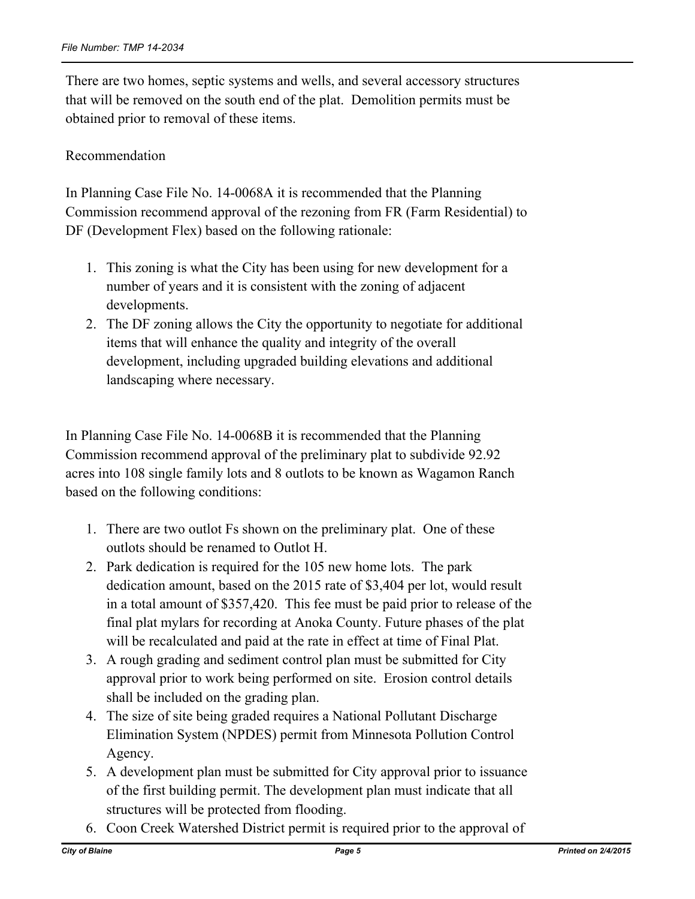There are two homes, septic systems and wells, and several accessory structures that will be removed on the south end of the plat. Demolition permits must be obtained prior to removal of these items.

Recommendation

In Planning Case File No. 14-0068A it is recommended that the Planning Commission recommend approval of the rezoning from FR (Farm Residential) to DF (Development Flex) based on the following rationale:

1. This zoning is what the City has been using for new development for a number of years and it is consistent with the zoning of adjacent developments.
2. The DF zoning allows the City the opportunity to negotiate for additional items that will enhance the quality and integrity of the overall development, including upgraded building elevations and additional landscaping where necessary.

In Planning Case File No. 14-0068B it is recommended that the Planning Commission recommend approval of the preliminary plat to subdivide 92.92 acres into 108 single family lots and 8 outlots to be known as Wagamon Ranch based on the following conditions:

1. There are two outlot Fs shown on the preliminary plat. One of these outlots should be renamed to Outlot H.
2. Park dedication is required for the 105 new home lots. The park dedication amount, based on the 2015 rate of $3,404 per lot, would result in a total amount of $357,420. This fee must be paid prior to release of the final plat mylars for recording at Anoka County. Future phases of the plat will be recalculated and paid at the rate in effect at time of Final Plat.
3. A rough grading and sediment control plan must be submitted for City approval prior to work being performed on site. Erosion control details shall be included on the grading plan.
4. The size of site being graded requires a National Pollutant Discharge Elimination System (NPDES) permit from Minnesota Pollution Control Agency.
5. A development plan must be submitted for City approval prior to issuance of the first building permit. The development plan must indicate that all structures will be protected from flooding.
6. Coon Creek Watershed District permit is required prior to the approval of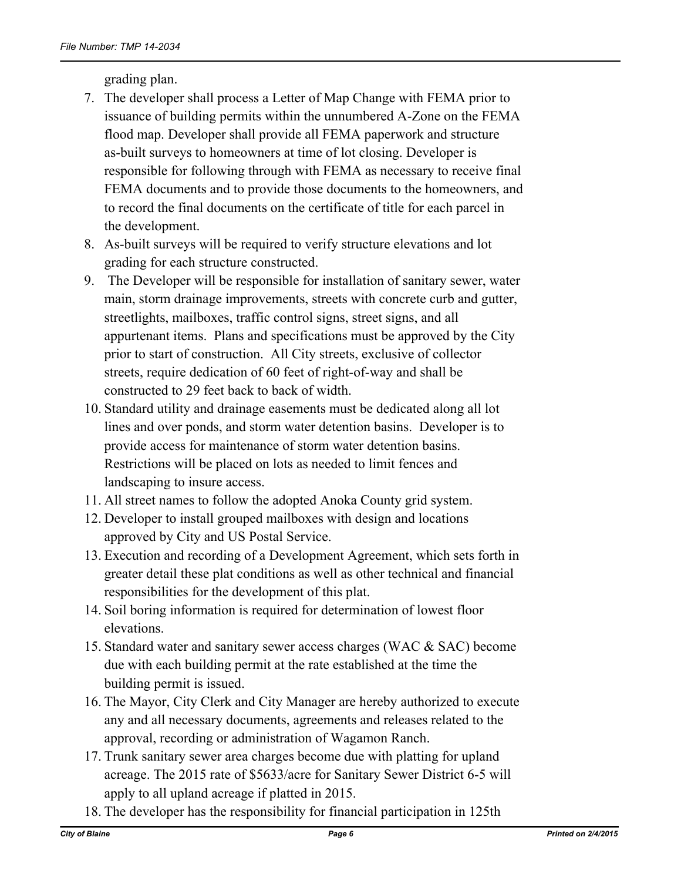grading plan.

7. The developer shall process a Letter of Map Change with FEMA prior to issuance of building permits within the unnumbered A-Zone on the FEMA flood map. Developer shall provide all FEMA paperwork and structure as-built surveys to homeowners at time of lot closing. Developer is responsible for following through with FEMA as necessary to receive final FEMA documents and to provide those documents to the homeowners, and to record the final documents on the certificate of title for each parcel in the development.
8. As-built surveys will be required to verify structure elevations and lot grading for each structure constructed.
9. The Developer will be responsible for installation of sanitary sewer, water main, storm drainage improvements, streets with concrete curb and gutter, streetlights, mailboxes, traffic control signs, street signs, and all appurtenant items. Plans and specifications must be approved by the City prior to start of construction. All City streets, exclusive of collector streets, require dedication of 60 feet of right-of-way and shall be constructed to 29 feet back to back of width.
10. Standard utility and drainage easements must be dedicated along all lot lines and over ponds, and storm water detention basins. Developer is to provide access for maintenance of storm water detention basins. Restrictions will be placed on lots as needed to limit fences and landscaping to insure access.
11. All street names to follow the adopted Anoka County grid system.
12. Developer to install grouped mailboxes with design and locations approved by City and US Postal Service.
13. Execution and recording of a Development Agreement, which sets forth in greater detail these plat conditions as well as other technical and financial responsibilities for the development of this plat.
14. Soil boring information is required for determination of lowest floor elevations.
15. Standard water and sanitary sewer access charges (WAC & SAC) become due with each building permit at the rate established at the time the building permit is issued.
16. The Mayor, City Clerk and City Manager are hereby authorized to execute any and all necessary documents, agreements and releases related to the approval, recording or administration of Wagamon Ranch.
17. Trunk sanitary sewer area charges become due with platting for upland acreage. The 2015 rate of $5633/acre for Sanitary Sewer District 6-5 will apply to all upland acreage if platted in 2015.
18. The developer has the responsibility for financial participation in 125th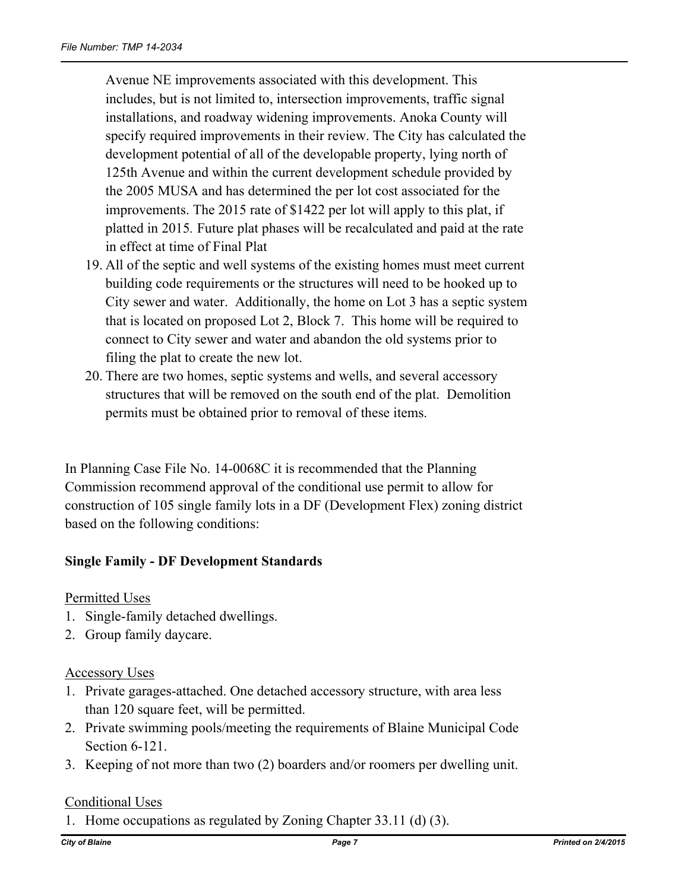Avenue NE improvements associated with this development. This includes, but is not limited to, intersection improvements, traffic signal installations, and roadway widening improvements. Anoka County will specify required improvements in their review. The City has calculated the development potential of all of the developable property, lying north of 125th Avenue and within the current development schedule provided by the 2005 MUSA and has determined the per lot cost associated for the improvements. The 2015 rate of $1422 per lot will apply to this plat, if platted in 2015. Future plat phases will be recalculated and paid at the rate in effect at time of Final Plat

19. All of the septic and well systems of the existing homes must meet current building code requirements or the structures will need to be hooked up to City sewer and water. Additionally, the home on Lot 3 has a septic system that is located on proposed Lot 2, Block 7. This home will be required to connect to City sewer and water and abandon the old systems prior to filing the plat to create the new lot.
20. There are two homes, septic systems and wells, and several accessory structures that will be removed on the south end of the plat. Demolition permits must be obtained prior to removal of these items.

In Planning Case File No. 14-0068C it is recommended that the Planning Commission recommend approval of the conditional use permit to allow for construction of 105 single family lots in a DF (Development Flex) zoning district based on the following conditions:

**Single Family - DF Development Standards**

Permitted Uses

1. Single-family detached dwellings.
2. Group family daycare.

Accessory Uses

1. Private garages-attached. One detached accessory structure, with area less than 120 square feet, will be permitted.
2. Private swimming pools/meeting the requirements of Blaine Municipal Code Section 6-121.
3. Keeping of not more than two (2) boarders and/or roomers per dwelling unit.

Conditional Uses

1. Home occupations as regulated by Zoning Chapter 33.11 (d) (3).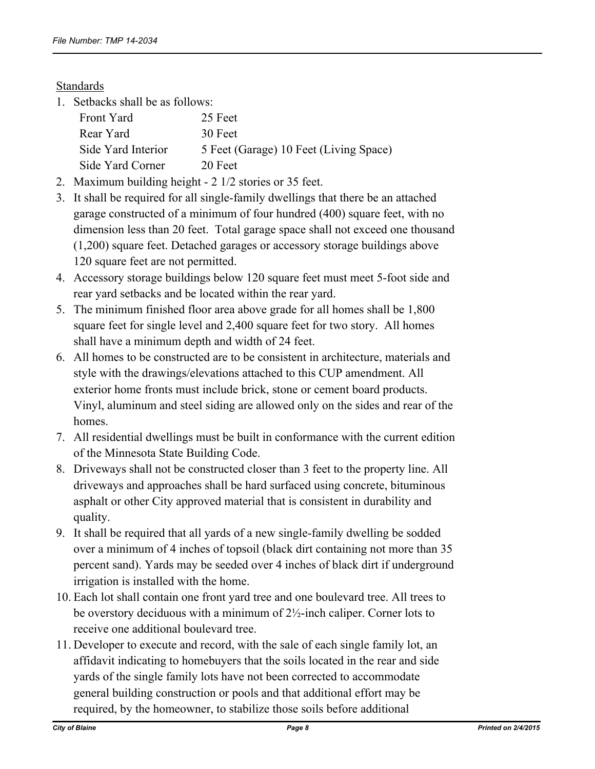Standards

1. Setbacks shall be as follows:

| | |
|---|---|
| Front Yard | 25 Feet |
| Rear Yard | 30 Feet |
| Side Yard Interior | 5 Feet (Garage) 10 Feet (Living Space) |
| Side Yard Corner | 20 Feet |

2. Maximum building height - 2 1/2 stories or 35 feet.
3. It shall be required for all single-family dwellings that there be an attached garage constructed of a minimum of four hundred (400) square feet, with no dimension less than 20 feet. Total garage space shall not exceed one thousand (1,200) square feet. Detached garages or accessory storage buildings above 120 square feet are not permitted.
4. Accessory storage buildings below 120 square feet must meet 5-foot side and rear yard setbacks and be located within the rear yard.
5. The minimum finished floor area above grade for all homes shall be 1,800 square feet for single level and 2,400 square feet for two story. All homes shall have a minimum depth and width of 24 feet.
6. All homes to be constructed are to be consistent in architecture, materials and style with the drawings/elevations attached to this CUP amendment. All exterior home fronts must include brick, stone or cement board products. Vinyl, aluminum and steel siding are allowed only on the sides and rear of the homes.
7. All residential dwellings must be built in conformance with the current edition of the Minnesota State Building Code.
8. Driveways shall not be constructed closer than 3 feet to the property line. All driveways and approaches shall be hard surfaced using concrete, bituminous asphalt or other City approved material that is consistent in durability and quality.
9. It shall be required that all yards of a new single-family dwelling be sodded over a minimum of 4 inches of topsoil (black dirt containing not more than 35 percent sand). Yards may be seeded over 4 inches of black dirt if underground irrigation is installed with the home.
10. Each lot shall contain one front yard tree and one boulevard tree. All trees to be overstory deciduous with a minimum of 2½-inch caliper. Corner lots to receive one additional boulevard tree.
11. Developer to execute and record, with the sale of each single family lot, an affidavit indicating to homebuyers that the soils located in the rear and side yards of the single family lots have not been corrected to accommodate general building construction or pools and that additional effort may be required, by the homeowner, to stabilize those soils before additional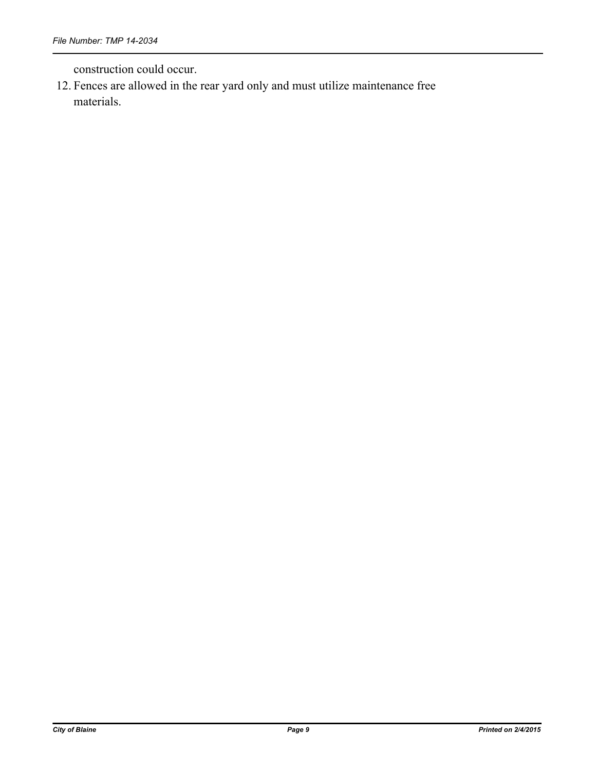construction could occur.

12. Fences are allowed in the rear yard only and must utilize maintenance free materials.